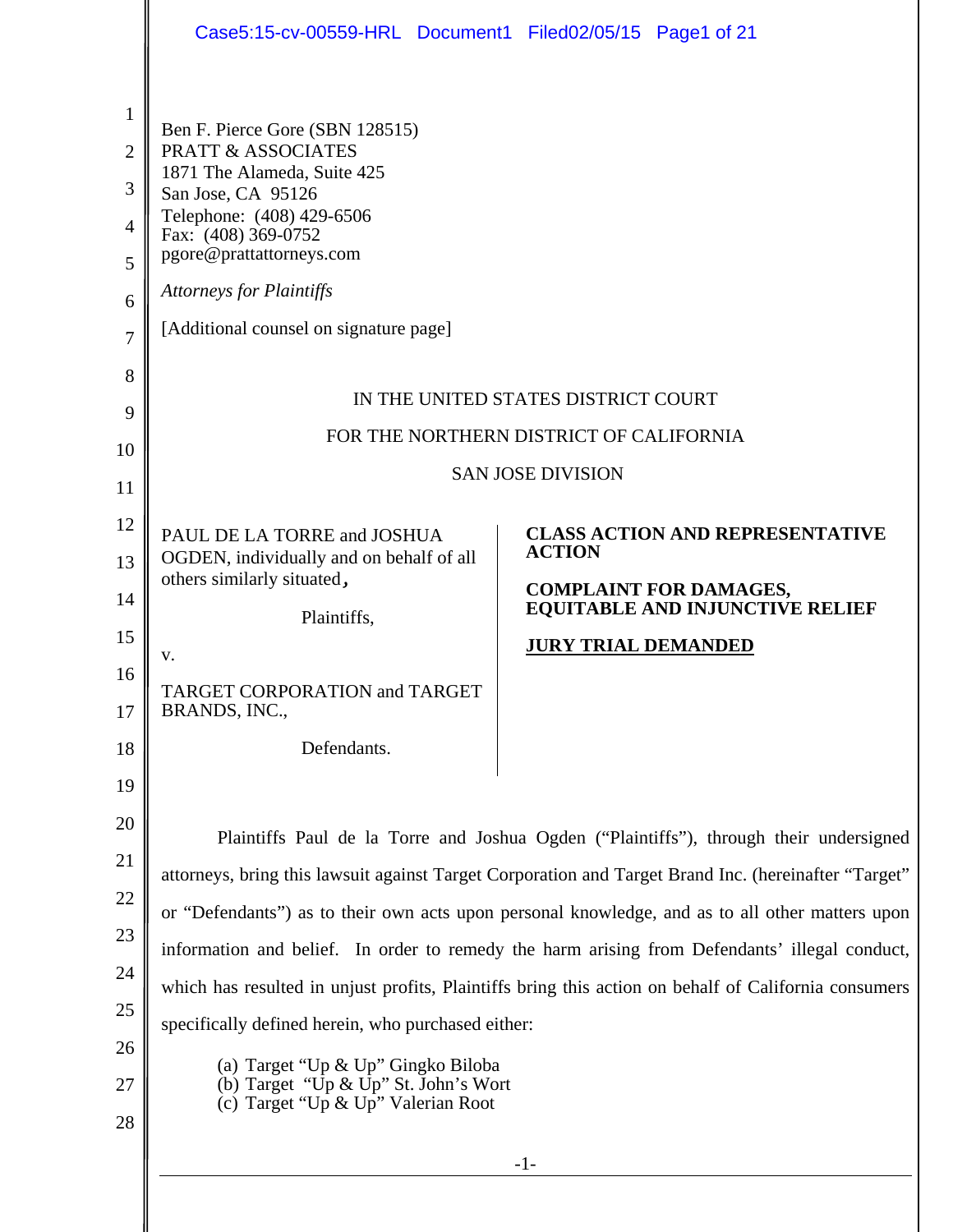Ben F. Pierce Gore (SBN 128515)
PRATT & ASSOCIATES
1871 The Alameda, Suite 425
San Jose, CA 95126
Telephone: (408) 429-6506
Fax: (408) 369-0752
pgore@prattattorneys.com

*Attorneys for Plaintiffs*

[Additional counsel on signature page]

IN THE UNITED STATES DISTRICT COURT

FOR THE NORTHERN DISTRICT OF CALIFORNIA

SAN JOSE DIVISION

PAUL DE LA TORRE and JOSHUA OGDEN, individually and on behalf of all others similarly situated,

Plaintiffs,

v.

TARGET CORPORATION and TARGET BRANDS, INC.,

Defendants.

**CLASS ACTION AND REPRESENTATIVE ACTION**

**COMPLAINT FOR DAMAGES, EQUITABLE AND INJUNCTIVE RELIEF**

**JURY TRIAL DEMANDED**

Plaintiffs Paul de la Torre and Joshua Ogden ("Plaintiffs"), through their undersigned attorneys, bring this lawsuit against Target Corporation and Target Brand Inc. (hereinafter "Target" or "Defendants") as to their own acts upon personal knowledge, and as to all other matters upon information and belief. In order to remedy the harm arising from Defendants' illegal conduct, which has resulted in unjust profits, Plaintiffs bring this action on behalf of California consumers specifically defined herein, who purchased either:

(a) Target "Up & Up" Gingko Biloba
(b) Target "Up & Up" St. John's Wort
(c) Target "Up & Up" Valerian Root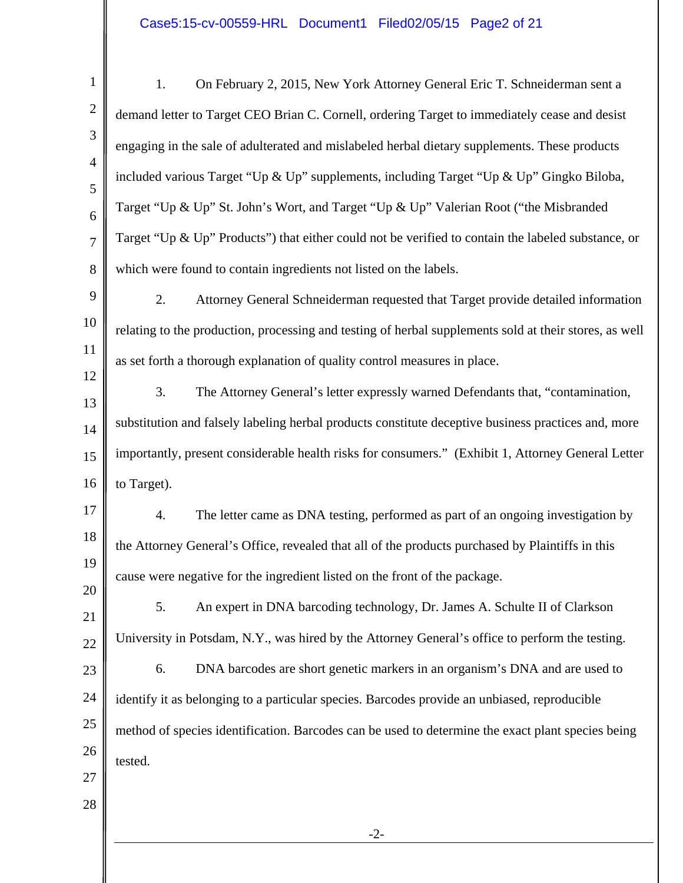1. On February 2, 2015, New York Attorney General Eric T. Schneiderman sent a demand letter to Target CEO Brian C. Cornell, ordering Target to immediately cease and desist engaging in the sale of adulterated and mislabeled herbal dietary supplements. These products included various Target "Up & Up" supplements, including Target "Up & Up" Gingko Biloba, Target "Up & Up" St. John's Wort, and Target "Up & Up" Valerian Root ("the Misbranded Target "Up & Up" Products") that either could not be verified to contain the labeled substance, or which were found to contain ingredients not listed on the labels.

2. Attorney General Schneiderman requested that Target provide detailed information relating to the production, processing and testing of herbal supplements sold at their stores, as well as set forth a thorough explanation of quality control measures in place.

3. The Attorney General's letter expressly warned Defendants that, "contamination, substitution and falsely labeling herbal products constitute deceptive business practices and, more importantly, present considerable health risks for consumers." (Exhibit 1, Attorney General Letter to Target).

4. The letter came as DNA testing, performed as part of an ongoing investigation by the Attorney General's Office, revealed that all of the products purchased by Plaintiffs in this cause were negative for the ingredient listed on the front of the package.

5. An expert in DNA barcoding technology, Dr. James A. Schulte II of Clarkson University in Potsdam, N.Y., was hired by the Attorney General's office to perform the testing.

6. DNA barcodes are short genetic markers in an organism's DNA and are used to identify it as belonging to a particular species. Barcodes provide an unbiased, reproducible method of species identification. Barcodes can be used to determine the exact plant species being tested.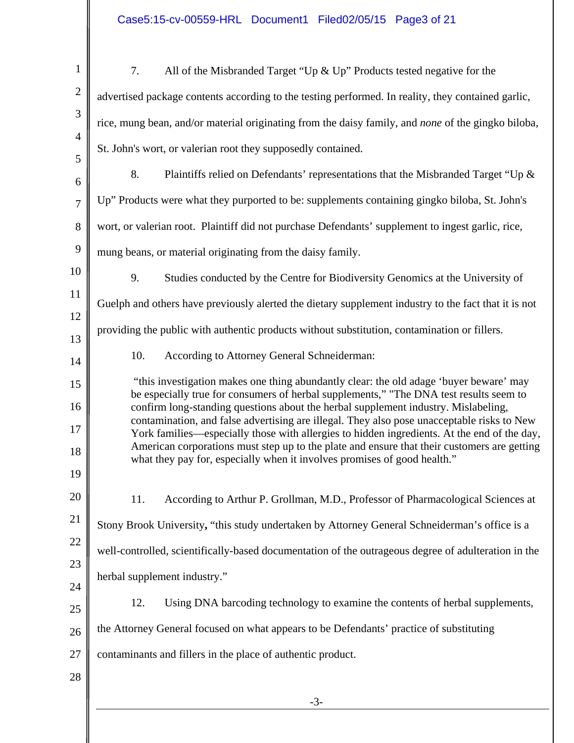7. All of the Misbranded Target "Up & Up" Products tested negative for the advertised package contents according to the testing performed. In reality, they contained garlic, rice, mung bean, and/or material originating from the daisy family, and *none* of the gingko biloba, St. John's wort, or valerian root they supposedly contained.

8. Plaintiffs relied on Defendants' representations that the Misbranded Target "Up & Up" Products were what they purported to be: supplements containing gingko biloba, St. John's wort, or valerian root. Plaintiff did not purchase Defendants' supplement to ingest garlic, rice, mung beans, or material originating from the daisy family.

9. Studies conducted by the Centre for Biodiversity Genomics at the University of Guelph and others have previously alerted the dietary supplement industry to the fact that it is not providing the public with authentic products without substitution, contamination or fillers.

10. According to Attorney General Schneiderman:

> "this investigation makes one thing abundantly clear: the old adage 'buyer beware' may be especially true for consumers of herbal supplements," "The DNA test results seem to confirm long-standing questions about the herbal supplement industry. Mislabeling, contamination, and false advertising are illegal. They also pose unacceptable risks to New York families—especially those with allergies to hidden ingredients. At the end of the day, American corporations must step up to the plate and ensure that their customers are getting what they pay for, especially when it involves promises of good health."

11. According to Arthur P. Grollman, M.D., Professor of Pharmacological Sciences at Stony Brook University**,** "this study undertaken by Attorney General Schneiderman's office is a well-controlled, scientifically-based documentation of the outrageous degree of adulteration in the herbal supplement industry."

12. Using DNA barcoding technology to examine the contents of herbal supplements, the Attorney General focused on what appears to be Defendants' practice of substituting contaminants and fillers in the place of authentic product.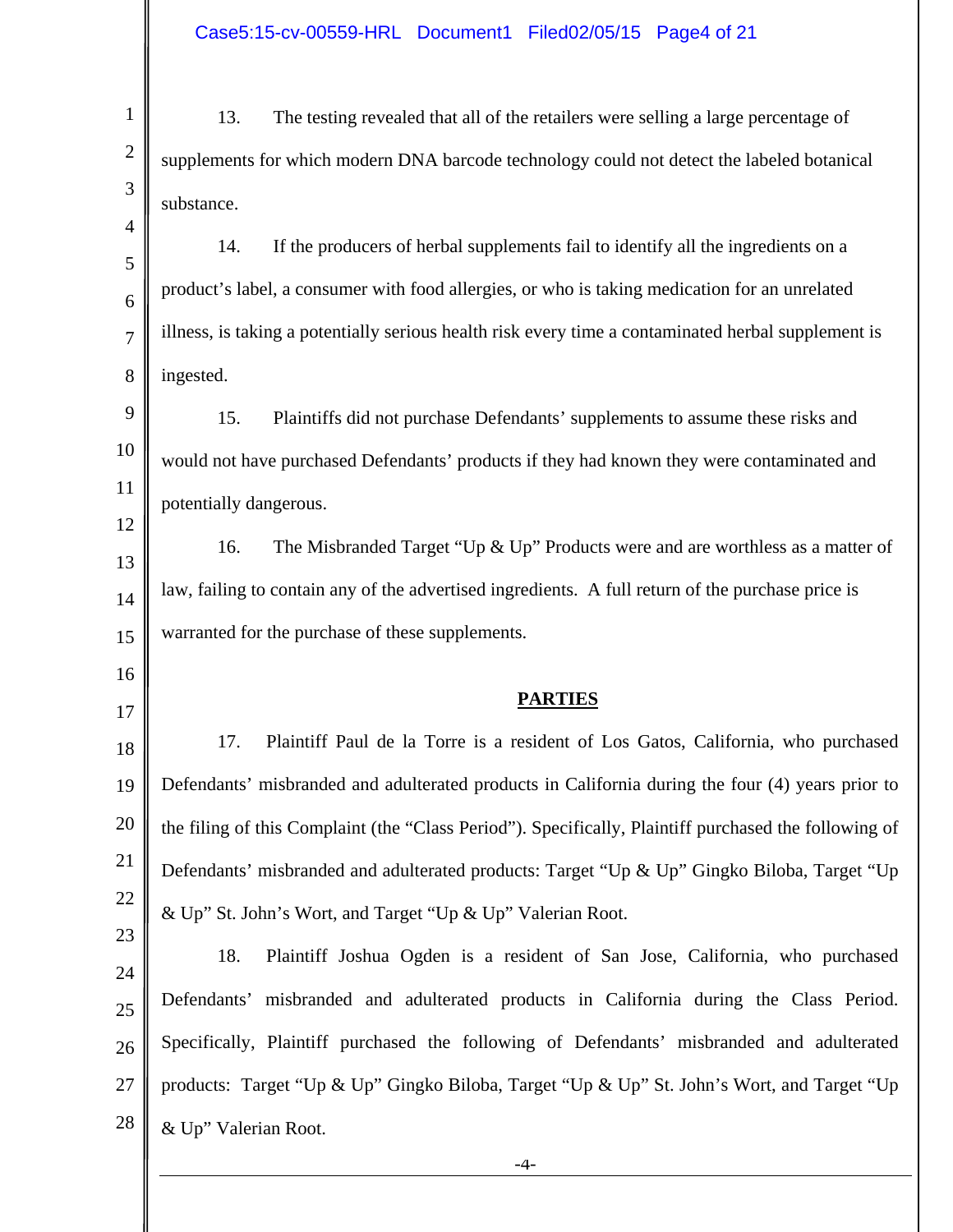13. The testing revealed that all of the retailers were selling a large percentage of supplements for which modern DNA barcode technology could not detect the labeled botanical substance.

14. If the producers of herbal supplements fail to identify all the ingredients on a product's label, a consumer with food allergies, or who is taking medication for an unrelated illness, is taking a potentially serious health risk every time a contaminated herbal supplement is ingested.

15. Plaintiffs did not purchase Defendants' supplements to assume these risks and would not have purchased Defendants' products if they had known they were contaminated and potentially dangerous.

16. The Misbranded Target "Up & Up" Products were and are worthless as a matter of law, failing to contain any of the advertised ingredients. A full return of the purchase price is warranted for the purchase of these supplements.

## PARTIES

17. Plaintiff Paul de la Torre is a resident of Los Gatos, California, who purchased Defendants' misbranded and adulterated products in California during the four (4) years prior to the filing of this Complaint (the "Class Period"). Specifically, Plaintiff purchased the following of Defendants' misbranded and adulterated products: Target "Up & Up" Gingko Biloba, Target "Up & Up" St. John's Wort, and Target "Up & Up" Valerian Root.

18. Plaintiff Joshua Ogden is a resident of San Jose, California, who purchased Defendants' misbranded and adulterated products in California during the Class Period. Specifically, Plaintiff purchased the following of Defendants' misbranded and adulterated products: Target "Up & Up" Gingko Biloba, Target "Up & Up" St. John's Wort, and Target "Up & Up" Valerian Root.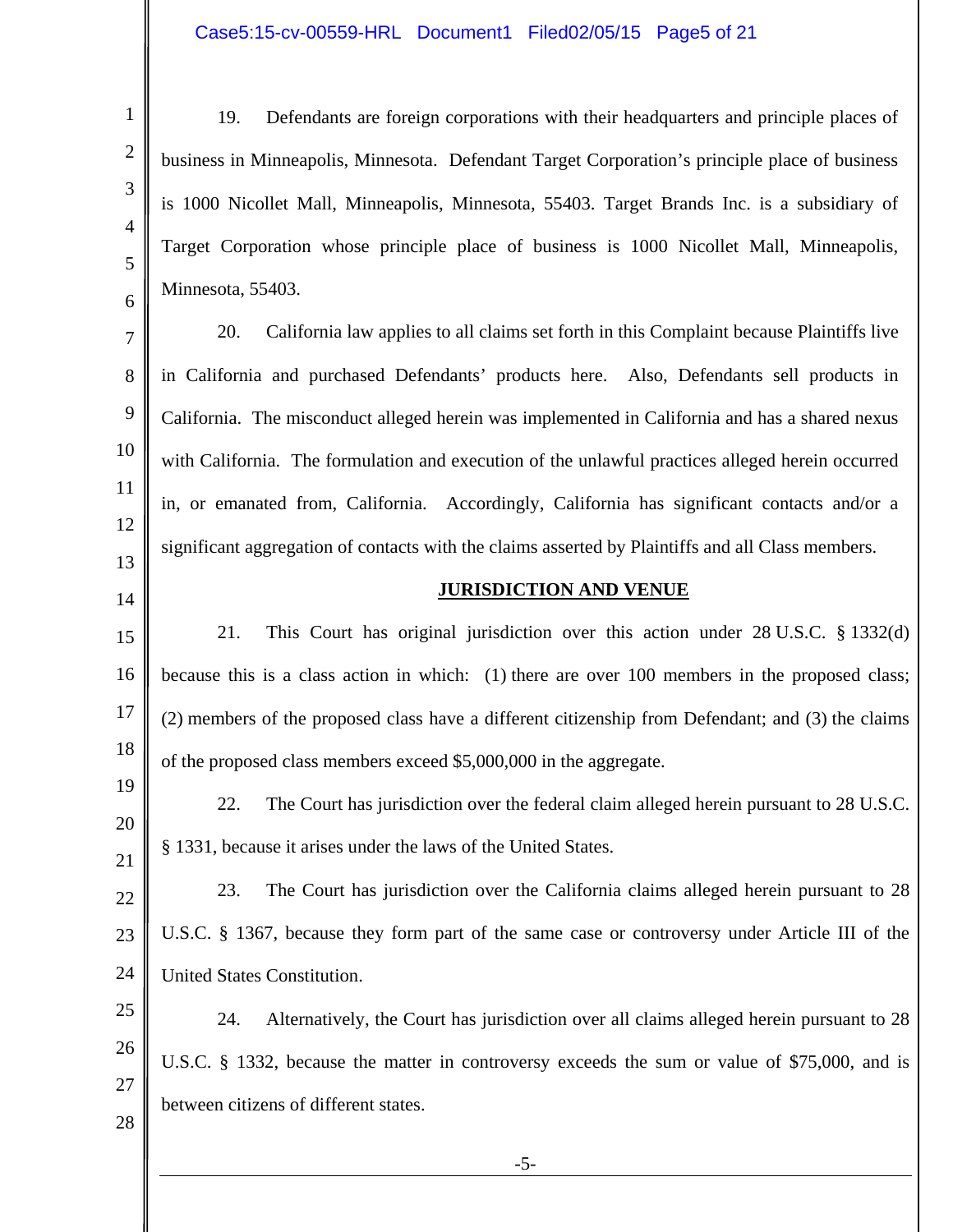19. Defendants are foreign corporations with their headquarters and principle places of business in Minneapolis, Minnesota. Defendant Target Corporation's principle place of business is 1000 Nicollet Mall, Minneapolis, Minnesota, 55403. Target Brands Inc. is a subsidiary of Target Corporation whose principle place of business is 1000 Nicollet Mall, Minneapolis, Minnesota, 55403.

20. California law applies to all claims set forth in this Complaint because Plaintiffs live in California and purchased Defendants' products here. Also, Defendants sell products in California. The misconduct alleged herein was implemented in California and has a shared nexus with California. The formulation and execution of the unlawful practices alleged herein occurred in, or emanated from, California. Accordingly, California has significant contacts and/or a significant aggregation of contacts with the claims asserted by Plaintiffs and all Class members.

## JURISDICTION AND VENUE

21. This Court has original jurisdiction over this action under 28 U.S.C. § 1332(d) because this is a class action in which: (1) there are over 100 members in the proposed class; (2) members of the proposed class have a different citizenship from Defendant; and (3) the claims of the proposed class members exceed $5,000,000 in the aggregate.

22. The Court has jurisdiction over the federal claim alleged herein pursuant to 28 U.S.C. § 1331, because it arises under the laws of the United States.

23. The Court has jurisdiction over the California claims alleged herein pursuant to 28 U.S.C. § 1367, because they form part of the same case or controversy under Article III of the United States Constitution.

24. Alternatively, the Court has jurisdiction over all claims alleged herein pursuant to 28 U.S.C. § 1332, because the matter in controversy exceeds the sum or value of $75,000, and is between citizens of different states.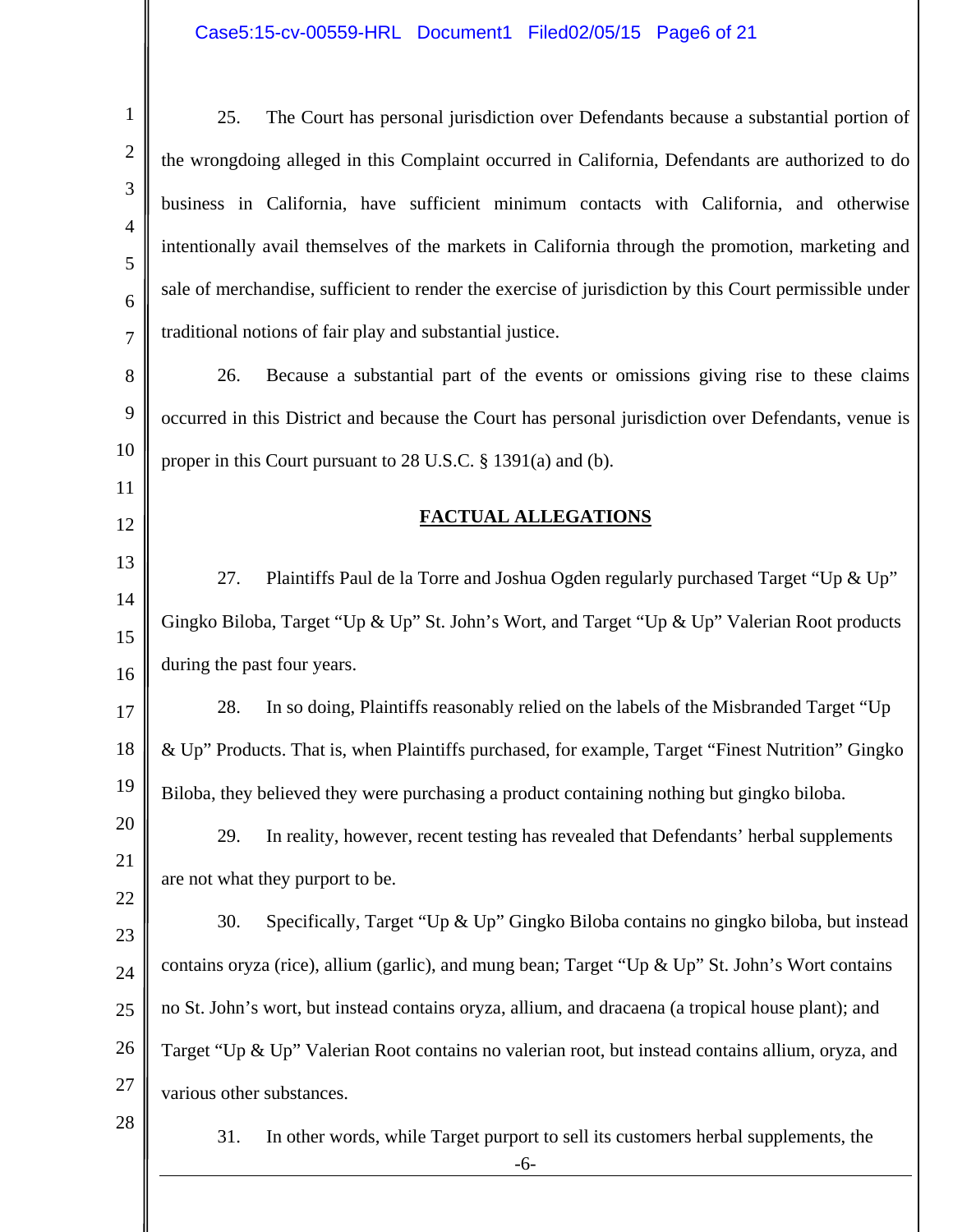25. The Court has personal jurisdiction over Defendants because a substantial portion of the wrongdoing alleged in this Complaint occurred in California, Defendants are authorized to do business in California, have sufficient minimum contacts with California, and otherwise intentionally avail themselves of the markets in California through the promotion, marketing and sale of merchandise, sufficient to render the exercise of jurisdiction by this Court permissible under traditional notions of fair play and substantial justice.

26. Because a substantial part of the events or omissions giving rise to these claims occurred in this District and because the Court has personal jurisdiction over Defendants, venue is proper in this Court pursuant to 28 U.S.C. § 1391(a) and (b).

## FACTUAL ALLEGATIONS

27. Plaintiffs Paul de la Torre and Joshua Ogden regularly purchased Target "Up & Up" Gingko Biloba, Target "Up & Up" St. John's Wort, and Target "Up & Up" Valerian Root products during the past four years.

28. In so doing, Plaintiffs reasonably relied on the labels of the Misbranded Target "Up & Up" Products. That is, when Plaintiffs purchased, for example, Target "Finest Nutrition" Gingko Biloba, they believed they were purchasing a product containing nothing but gingko biloba.

29. In reality, however, recent testing has revealed that Defendants' herbal supplements are not what they purport to be.

30. Specifically, Target "Up & Up" Gingko Biloba contains no gingko biloba, but instead contains oryza (rice), allium (garlic), and mung bean; Target "Up & Up" St. John's Wort contains no St. John's wort, but instead contains oryza, allium, and dracaena (a tropical house plant); and Target "Up & Up" Valerian Root contains no valerian root, but instead contains allium, oryza, and various other substances.

31. In other words, while Target purport to sell its customers herbal supplements, the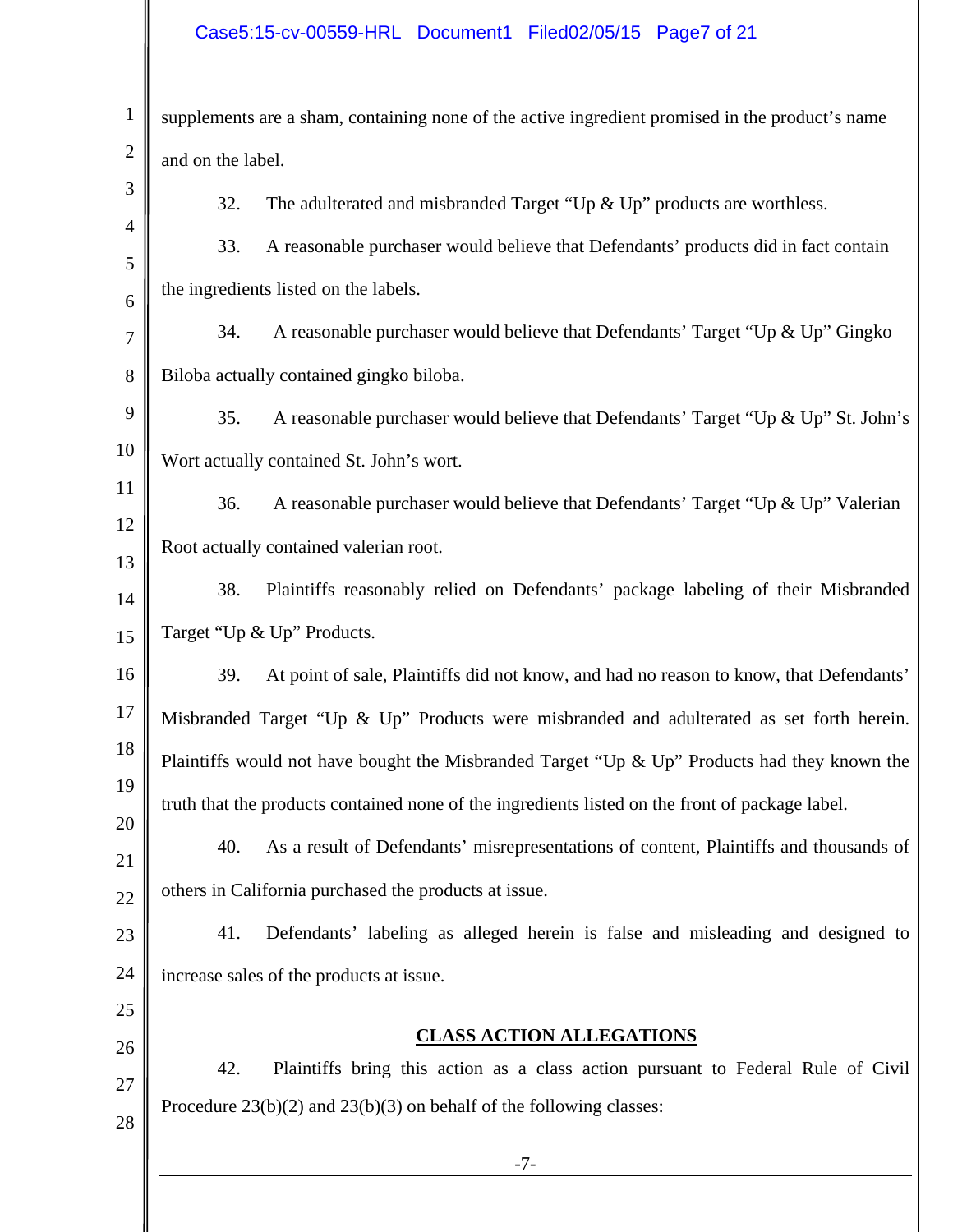supplements are a sham, containing none of the active ingredient promised in the product's name and on the label.

32. The adulterated and misbranded Target "Up & Up" products are worthless.

33. A reasonable purchaser would believe that Defendants' products did in fact contain the ingredients listed on the labels.

34. A reasonable purchaser would believe that Defendants' Target "Up & Up" Gingko Biloba actually contained gingko biloba.

35. A reasonable purchaser would believe that Defendants' Target "Up & Up" St. John's Wort actually contained St. John's wort.

36. A reasonable purchaser would believe that Defendants' Target "Up & Up" Valerian Root actually contained valerian root.

38. Plaintiffs reasonably relied on Defendants' package labeling of their Misbranded Target "Up & Up" Products.

39. At point of sale, Plaintiffs did not know, and had no reason to know, that Defendants' Misbranded Target "Up & Up" Products were misbranded and adulterated as set forth herein. Plaintiffs would not have bought the Misbranded Target "Up & Up" Products had they known the truth that the products contained none of the ingredients listed on the front of package label.

40. As a result of Defendants' misrepresentations of content, Plaintiffs and thousands of others in California purchased the products at issue.

41. Defendants' labeling as alleged herein is false and misleading and designed to increase sales of the products at issue.

## CLASS ACTION ALLEGATIONS

42. Plaintiffs bring this action as a class action pursuant to Federal Rule of Civil Procedure 23(b)(2) and 23(b)(3) on behalf of the following classes: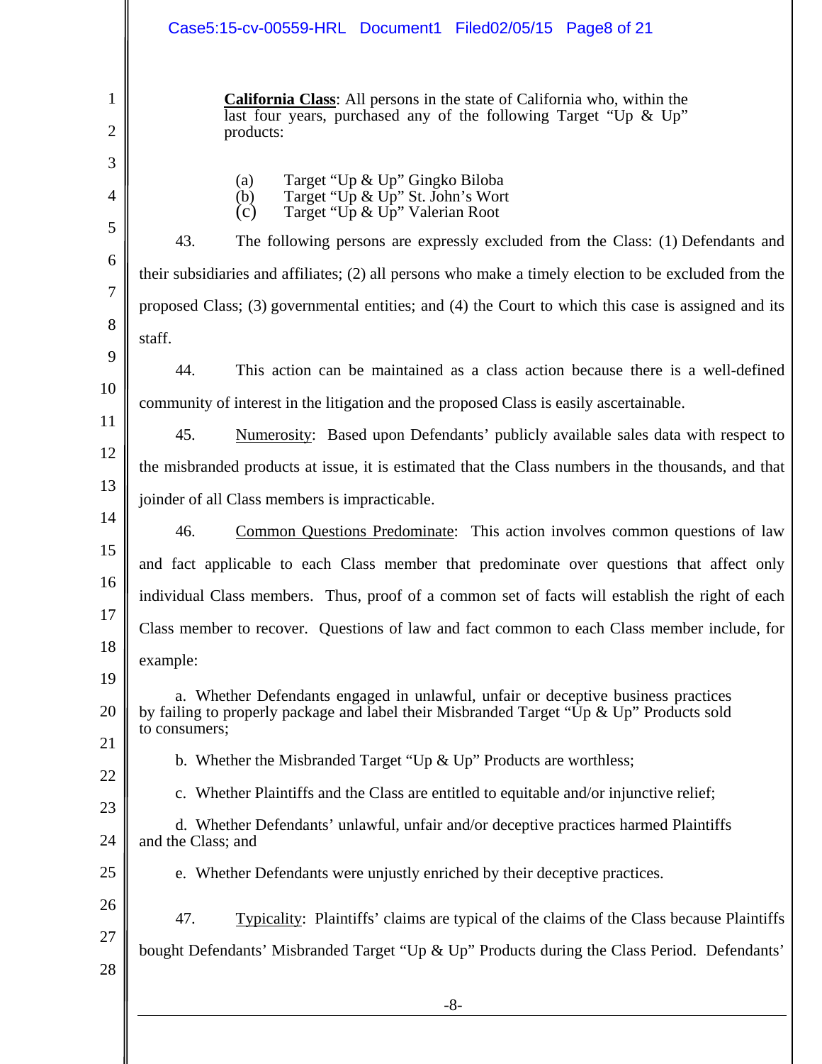**California Class**: All persons in the state of California who, within the last four years, purchased any of the following Target "Up & Up" products:

(a) Target "Up & Up" Gingko Biloba
(b) Target "Up & Up" St. John's Wort
(c) Target "Up & Up" Valerian Root

43. The following persons are expressly excluded from the Class: (1) Defendants and their subsidiaries and affiliates; (2) all persons who make a timely election to be excluded from the proposed Class; (3) governmental entities; and (4) the Court to which this case is assigned and its staff.

44. This action can be maintained as a class action because there is a well-defined community of interest in the litigation and the proposed Class is easily ascertainable.

45. Numerosity: Based upon Defendants' publicly available sales data with respect to the misbranded products at issue, it is estimated that the Class numbers in the thousands, and that joinder of all Class members is impracticable.

46. Common Questions Predominate: This action involves common questions of law and fact applicable to each Class member that predominate over questions that affect only individual Class members. Thus, proof of a common set of facts will establish the right of each Class member to recover. Questions of law and fact common to each Class member include, for example:

a. Whether Defendants engaged in unlawful, unfair or deceptive business practices by failing to properly package and label their Misbranded Target "Up & Up" Products sold to consumers;

b. Whether the Misbranded Target "Up & Up" Products are worthless;

c. Whether Plaintiffs and the Class are entitled to equitable and/or injunctive relief;

d. Whether Defendants' unlawful, unfair and/or deceptive practices harmed Plaintiffs and the Class; and

e. Whether Defendants were unjustly enriched by their deceptive practices.

47. Typicality: Plaintiffs' claims are typical of the claims of the Class because Plaintiffs bought Defendants' Misbranded Target "Up & Up" Products during the Class Period. Defendants'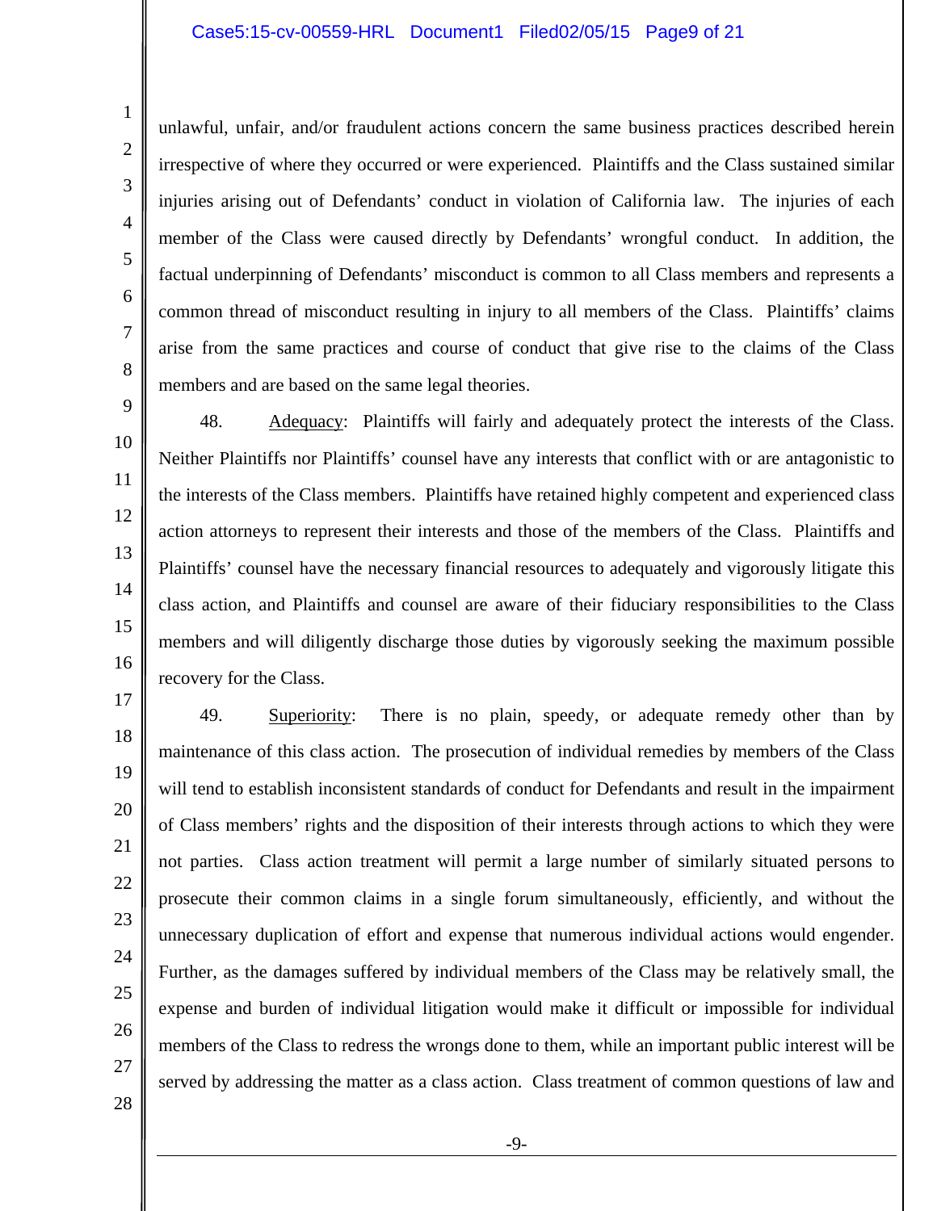unlawful, unfair, and/or fraudulent actions concern the same business practices described herein irrespective of where they occurred or were experienced. Plaintiffs and the Class sustained similar injuries arising out of Defendants' conduct in violation of California law. The injuries of each member of the Class were caused directly by Defendants' wrongful conduct. In addition, the factual underpinning of Defendants' misconduct is common to all Class members and represents a common thread of misconduct resulting in injury to all members of the Class. Plaintiffs' claims arise from the same practices and course of conduct that give rise to the claims of the Class members and are based on the same legal theories.

48. Adequacy: Plaintiffs will fairly and adequately protect the interests of the Class. Neither Plaintiffs nor Plaintiffs' counsel have any interests that conflict with or are antagonistic to the interests of the Class members. Plaintiffs have retained highly competent and experienced class action attorneys to represent their interests and those of the members of the Class. Plaintiffs and Plaintiffs' counsel have the necessary financial resources to adequately and vigorously litigate this class action, and Plaintiffs and counsel are aware of their fiduciary responsibilities to the Class members and will diligently discharge those duties by vigorously seeking the maximum possible recovery for the Class.

49. Superiority: There is no plain, speedy, or adequate remedy other than by maintenance of this class action. The prosecution of individual remedies by members of the Class will tend to establish inconsistent standards of conduct for Defendants and result in the impairment of Class members' rights and the disposition of their interests through actions to which they were not parties. Class action treatment will permit a large number of similarly situated persons to prosecute their common claims in a single forum simultaneously, efficiently, and without the unnecessary duplication of effort and expense that numerous individual actions would engender. Further, as the damages suffered by individual members of the Class may be relatively small, the expense and burden of individual litigation would make it difficult or impossible for individual members of the Class to redress the wrongs done to them, while an important public interest will be served by addressing the matter as a class action. Class treatment of common questions of law and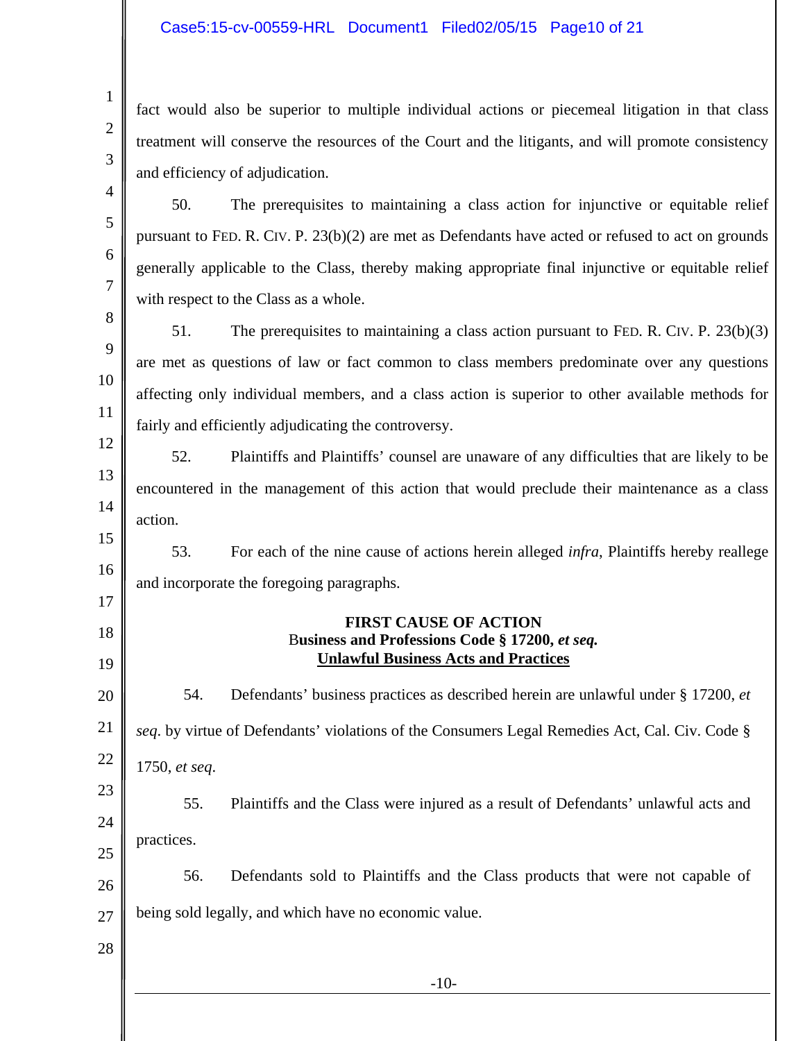fact would also be superior to multiple individual actions or piecemeal litigation in that class treatment will conserve the resources of the Court and the litigants, and will promote consistency and efficiency of adjudication.

50. The prerequisites to maintaining a class action for injunctive or equitable relief pursuant to FED. R. CIV. P. 23(b)(2) are met as Defendants have acted or refused to act on grounds generally applicable to the Class, thereby making appropriate final injunctive or equitable relief with respect to the Class as a whole.

51. The prerequisites to maintaining a class action pursuant to FED. R. CIV. P. 23(b)(3) are met as questions of law or fact common to class members predominate over any questions affecting only individual members, and a class action is superior to other available methods for fairly and efficiently adjudicating the controversy.

52. Plaintiffs and Plaintiffs' counsel are unaware of any difficulties that are likely to be encountered in the management of this action that would preclude their maintenance as a class action.

53. For each of the nine cause of actions herein alleged *infra*, Plaintiffs hereby reallege and incorporate the foregoing paragraphs.

**FIRST CAUSE OF ACTION**
**Business and Professions Code § 17200, *et seq.***
**<u>Unlawful Business Acts and Practices</u>**

54. Defendants' business practices as described herein are unlawful under § 17200, *et seq*. by virtue of Defendants' violations of the Consumers Legal Remedies Act, Cal. Civ. Code § 1750, *et seq*.

55. Plaintiffs and the Class were injured as a result of Defendants' unlawful acts and practices.

56. Defendants sold to Plaintiffs and the Class products that were not capable of being sold legally, and which have no economic value.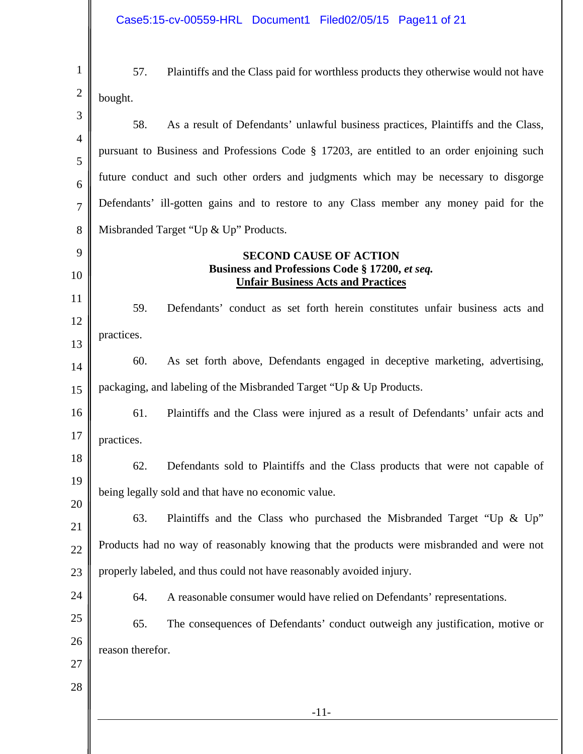57. Plaintiffs and the Class paid for worthless products they otherwise would not have bought.

58. As a result of Defendants' unlawful business practices, Plaintiffs and the Class, pursuant to Business and Professions Code § 17203, are entitled to an order enjoining such future conduct and such other orders and judgments which may be necessary to disgorge Defendants' ill-gotten gains and to restore to any Class member any money paid for the Misbranded Target "Up & Up" Products.

**SECOND CAUSE OF ACTION**
**Business and Professions Code § 17200, *et seq.***
**Unfair Business Acts and Practices**

59. Defendants' conduct as set forth herein constitutes unfair business acts and practices.

60. As set forth above, Defendants engaged in deceptive marketing, advertising, packaging, and labeling of the Misbranded Target "Up & Up Products.

61. Plaintiffs and the Class were injured as a result of Defendants' unfair acts and practices.

62. Defendants sold to Plaintiffs and the Class products that were not capable of being legally sold and that have no economic value.

63. Plaintiffs and the Class who purchased the Misbranded Target "Up & Up" Products had no way of reasonably knowing that the products were misbranded and were not properly labeled, and thus could not have reasonably avoided injury.

64. A reasonable consumer would have relied on Defendants' representations.

65. The consequences of Defendants' conduct outweigh any justification, motive or reason therefor.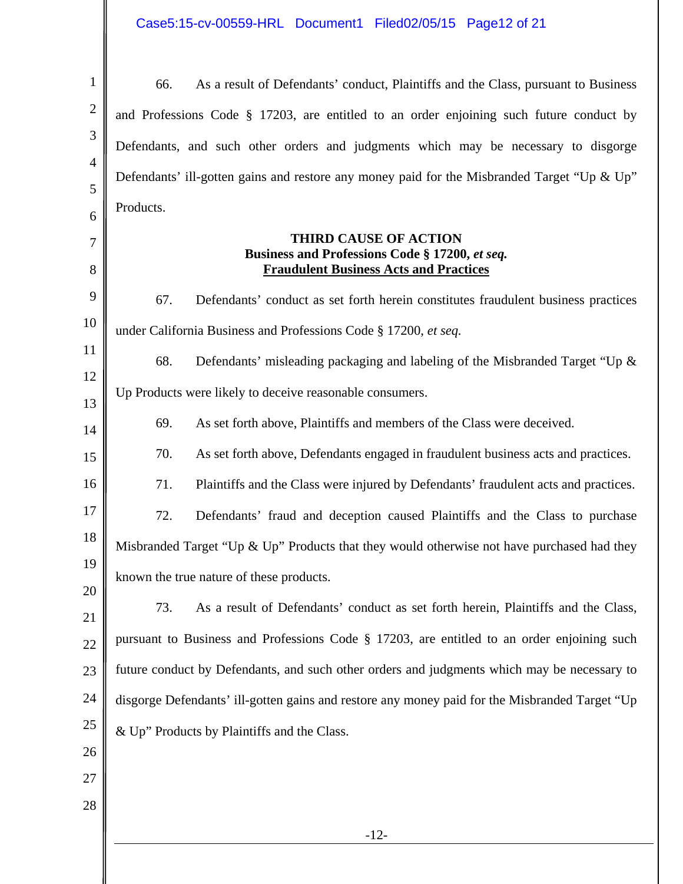66. As a result of Defendants' conduct, Plaintiffs and the Class, pursuant to Business and Professions Code § 17203, are entitled to an order enjoining such future conduct by Defendants, and such other orders and judgments which may be necessary to disgorge Defendants' ill-gotten gains and restore any money paid for the Misbranded Target "Up & Up" Products.

**THIRD CAUSE OF ACTION**
**Business and Professions Code § 17200, *et seq.***
**<u>Fraudulent Business Acts and Practices</u>**

67. Defendants' conduct as set forth herein constitutes fraudulent business practices under California Business and Professions Code § 17200, *et seq.*

68. Defendants' misleading packaging and labeling of the Misbranded Target "Up & Up Products were likely to deceive reasonable consumers.

69. As set forth above, Plaintiffs and members of the Class were deceived.

70. As set forth above, Defendants engaged in fraudulent business acts and practices.

71. Plaintiffs and the Class were injured by Defendants' fraudulent acts and practices.

72. Defendants' fraud and deception caused Plaintiffs and the Class to purchase Misbranded Target "Up & Up" Products that they would otherwise not have purchased had they known the true nature of these products.

73. As a result of Defendants' conduct as set forth herein, Plaintiffs and the Class, pursuant to Business and Professions Code § 17203, are entitled to an order enjoining such future conduct by Defendants, and such other orders and judgments which may be necessary to disgorge Defendants' ill-gotten gains and restore any money paid for the Misbranded Target "Up & Up" Products by Plaintiffs and the Class.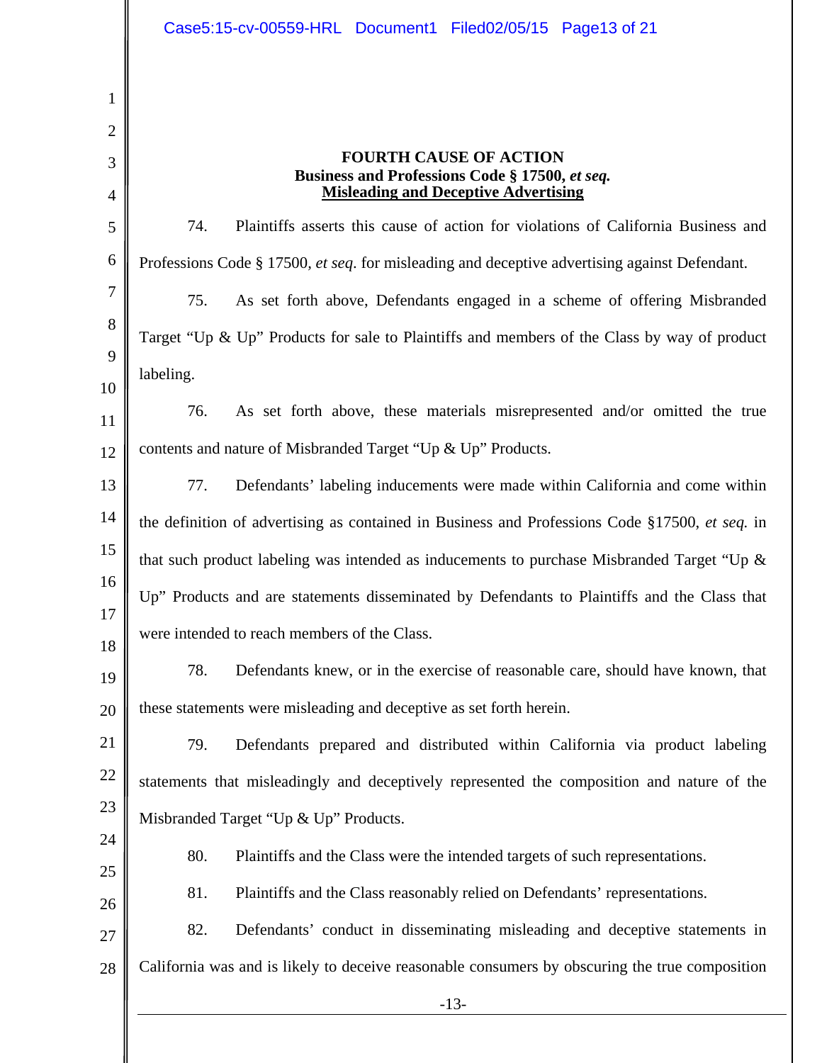**FOURTH CAUSE OF ACTION**
**Business and Professions Code § 17500, *et seq.***
**<u>Misleading and Deceptive Advertising</u>**

74. Plaintiffs asserts this cause of action for violations of California Business and Professions Code § 17500, *et seq*. for misleading and deceptive advertising against Defendant.

75. As set forth above, Defendants engaged in a scheme of offering Misbranded Target "Up & Up" Products for sale to Plaintiffs and members of the Class by way of product labeling.

76. As set forth above, these materials misrepresented and/or omitted the true contents and nature of Misbranded Target "Up & Up" Products.

77. Defendants' labeling inducements were made within California and come within the definition of advertising as contained in Business and Professions Code §17500, *et seq.* in that such product labeling was intended as inducements to purchase Misbranded Target "Up & Up" Products and are statements disseminated by Defendants to Plaintiffs and the Class that were intended to reach members of the Class.

78. Defendants knew, or in the exercise of reasonable care, should have known, that these statements were misleading and deceptive as set forth herein.

79. Defendants prepared and distributed within California via product labeling statements that misleadingly and deceptively represented the composition and nature of the Misbranded Target "Up & Up" Products.

80. Plaintiffs and the Class were the intended targets of such representations.

81. Plaintiffs and the Class reasonably relied on Defendants' representations.

82. Defendants' conduct in disseminating misleading and deceptive statements in California was and is likely to deceive reasonable consumers by obscuring the true composition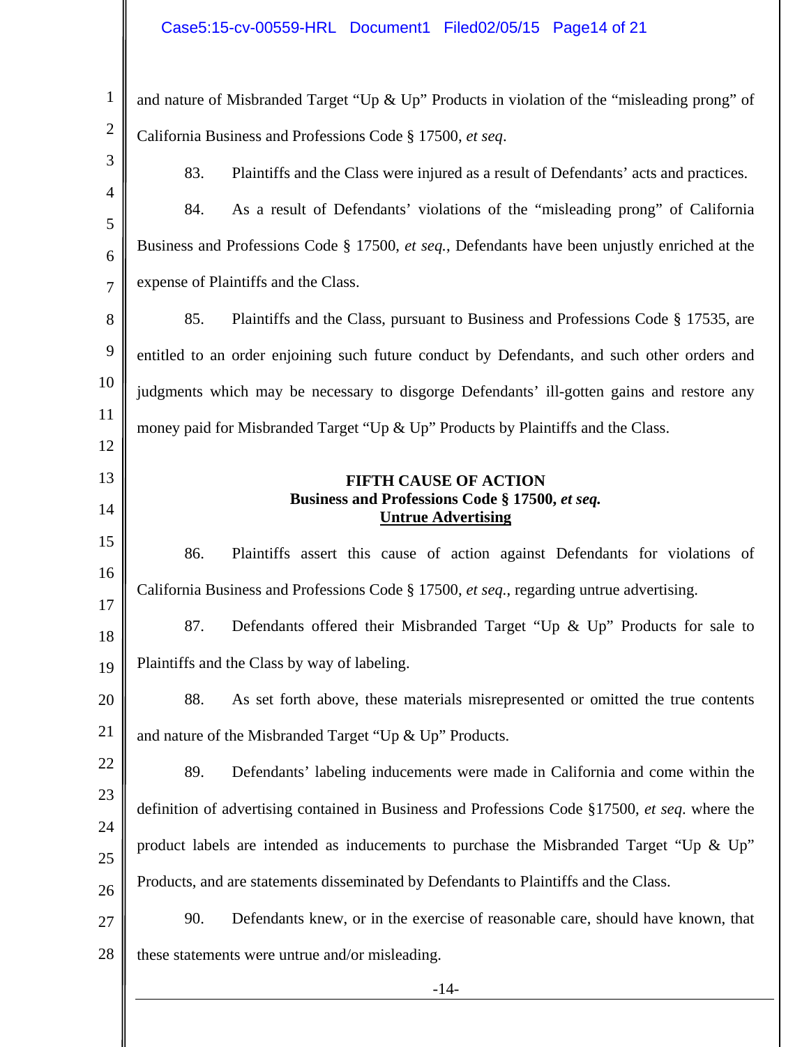and nature of Misbranded Target "Up & Up" Products in violation of the "misleading prong" of California Business and Professions Code § 17500, *et seq*.

83. Plaintiffs and the Class were injured as a result of Defendants' acts and practices.

84. As a result of Defendants' violations of the "misleading prong" of California Business and Professions Code § 17500, *et seq.*, Defendants have been unjustly enriched at the expense of Plaintiffs and the Class.

85. Plaintiffs and the Class, pursuant to Business and Professions Code § 17535, are entitled to an order enjoining such future conduct by Defendants, and such other orders and judgments which may be necessary to disgorge Defendants' ill-gotten gains and restore any money paid for Misbranded Target "Up & Up" Products by Plaintiffs and the Class.

**FIFTH CAUSE OF ACTION**
**Business and Professions Code § 17500, *et seq.***
**Untrue Advertising**

86. Plaintiffs assert this cause of action against Defendants for violations of California Business and Professions Code § 17500, *et seq.*, regarding untrue advertising.

87. Defendants offered their Misbranded Target "Up & Up" Products for sale to Plaintiffs and the Class by way of labeling.

88. As set forth above, these materials misrepresented or omitted the true contents and nature of the Misbranded Target "Up & Up" Products.

89. Defendants' labeling inducements were made in California and come within the definition of advertising contained in Business and Professions Code §17500, *et seq*. where the product labels are intended as inducements to purchase the Misbranded Target "Up & Up" Products, and are statements disseminated by Defendants to Plaintiffs and the Class.

90. Defendants knew, or in the exercise of reasonable care, should have known, that these statements were untrue and/or misleading.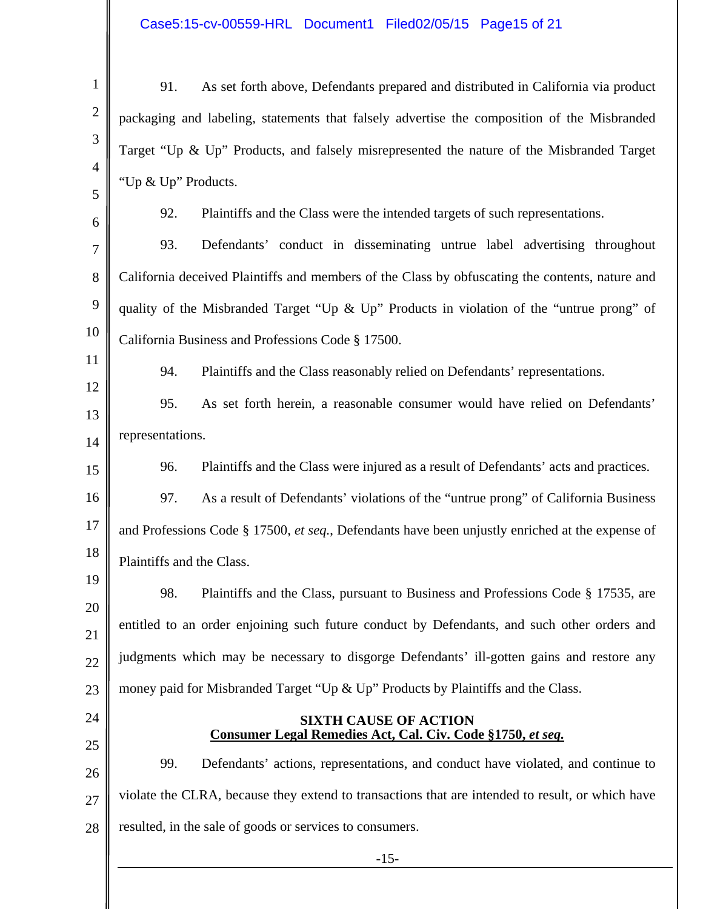91. As set forth above, Defendants prepared and distributed in California via product packaging and labeling, statements that falsely advertise the composition of the Misbranded Target "Up & Up" Products, and falsely misrepresented the nature of the Misbranded Target "Up & Up" Products.

92. Plaintiffs and the Class were the intended targets of such representations.

93. Defendants' conduct in disseminating untrue label advertising throughout California deceived Plaintiffs and members of the Class by obfuscating the contents, nature and quality of the Misbranded Target "Up & Up" Products in violation of the "untrue prong" of California Business and Professions Code § 17500.

94. Plaintiffs and the Class reasonably relied on Defendants' representations.

95. As set forth herein, a reasonable consumer would have relied on Defendants' representations.

96. Plaintiffs and the Class were injured as a result of Defendants' acts and practices.

97. As a result of Defendants' violations of the "untrue prong" of California Business and Professions Code § 17500, *et seq.*, Defendants have been unjustly enriched at the expense of Plaintiffs and the Class.

98. Plaintiffs and the Class, pursuant to Business and Professions Code § 17535, are entitled to an order enjoining such future conduct by Defendants, and such other orders and judgments which may be necessary to disgorge Defendants' ill-gotten gains and restore any money paid for Misbranded Target "Up & Up" Products by Plaintiffs and the Class.

## SIXTH CAUSE OF ACTION
**Consumer Legal Remedies Act, Cal. Civ. Code §1750, *et seq.***

99. Defendants' actions, representations, and conduct have violated, and continue to violate the CLRA, because they extend to transactions that are intended to result, or which have resulted, in the sale of goods or services to consumers.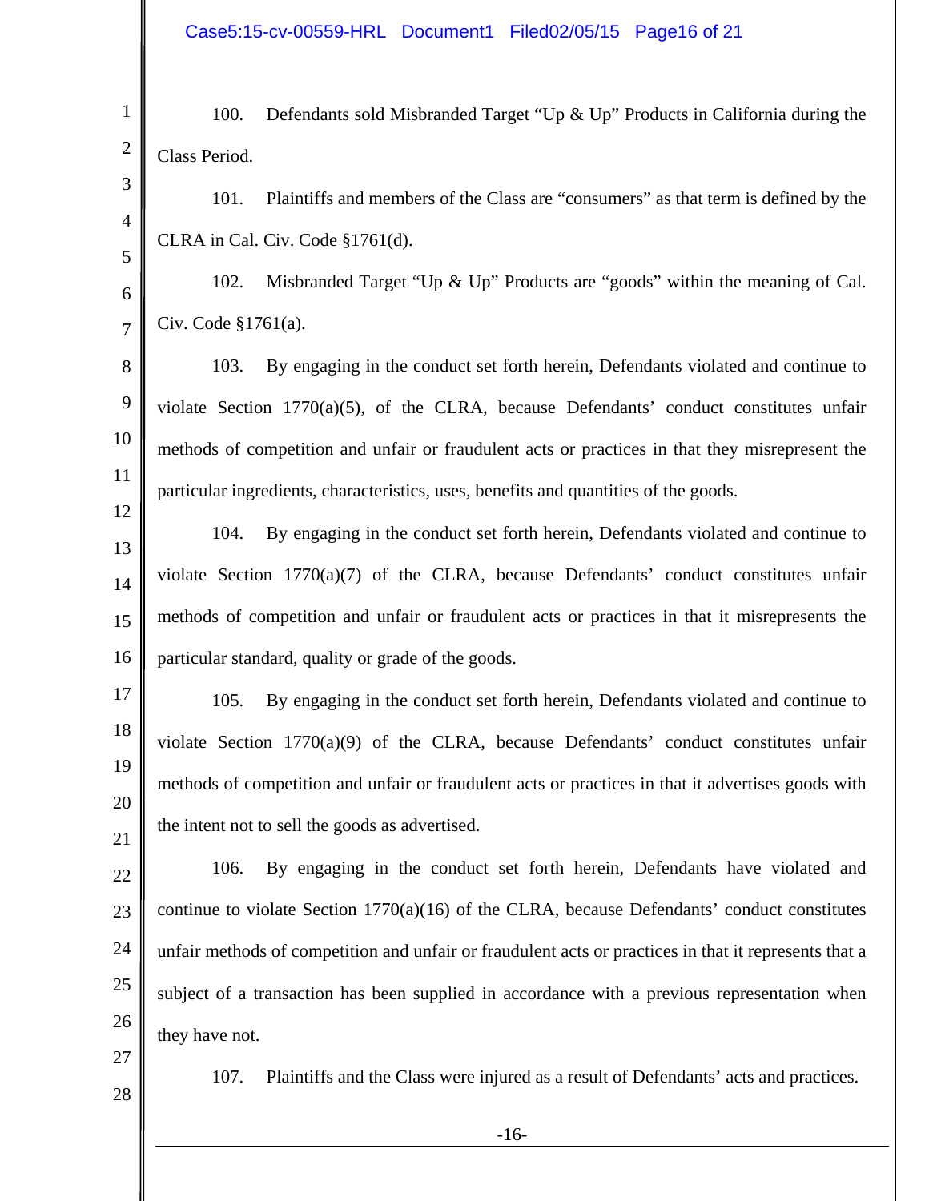100. Defendants sold Misbranded Target "Up & Up" Products in California during the Class Period.

101. Plaintiffs and members of the Class are "consumers" as that term is defined by the CLRA in Cal. Civ. Code §1761(d).

102. Misbranded Target "Up & Up" Products are "goods" within the meaning of Cal. Civ. Code §1761(a).

103. By engaging in the conduct set forth herein, Defendants violated and continue to violate Section 1770(a)(5), of the CLRA, because Defendants' conduct constitutes unfair methods of competition and unfair or fraudulent acts or practices in that they misrepresent the particular ingredients, characteristics, uses, benefits and quantities of the goods.

104. By engaging in the conduct set forth herein, Defendants violated and continue to violate Section 1770(a)(7) of the CLRA, because Defendants' conduct constitutes unfair methods of competition and unfair or fraudulent acts or practices in that it misrepresents the particular standard, quality or grade of the goods.

105. By engaging in the conduct set forth herein, Defendants violated and continue to violate Section 1770(a)(9) of the CLRA, because Defendants' conduct constitutes unfair methods of competition and unfair or fraudulent acts or practices in that it advertises goods with the intent not to sell the goods as advertised.

106. By engaging in the conduct set forth herein, Defendants have violated and continue to violate Section 1770(a)(16) of the CLRA, because Defendants' conduct constitutes unfair methods of competition and unfair or fraudulent acts or practices in that it represents that a subject of a transaction has been supplied in accordance with a previous representation when they have not.

107. Plaintiffs and the Class were injured as a result of Defendants' acts and practices.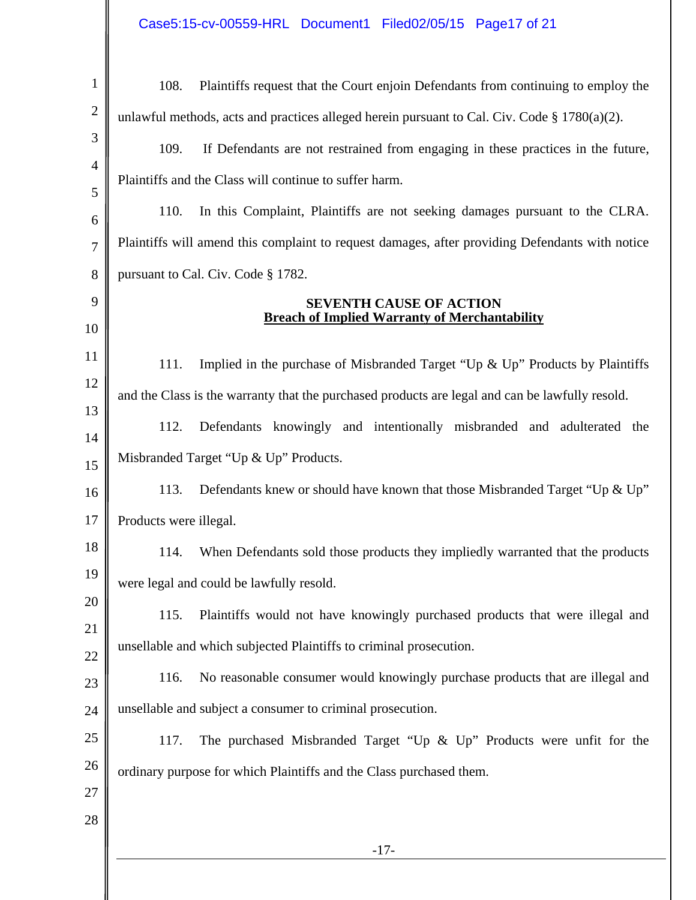108. Plaintiffs request that the Court enjoin Defendants from continuing to employ the unlawful methods, acts and practices alleged herein pursuant to Cal. Civ. Code § 1780(a)(2).

109. If Defendants are not restrained from engaging in these practices in the future, Plaintiffs and the Class will continue to suffer harm.

110. In this Complaint, Plaintiffs are not seeking damages pursuant to the CLRA. Plaintiffs will amend this complaint to request damages, after providing Defendants with notice pursuant to Cal. Civ. Code § 1782.

**SEVENTH CAUSE OF ACTION**
**Breach of Implied Warranty of Merchantability**

111. Implied in the purchase of Misbranded Target "Up & Up" Products by Plaintiffs and the Class is the warranty that the purchased products are legal and can be lawfully resold.

112. Defendants knowingly and intentionally misbranded and adulterated the Misbranded Target "Up & Up" Products.

113. Defendants knew or should have known that those Misbranded Target "Up & Up" Products were illegal.

114. When Defendants sold those products they impliedly warranted that the products were legal and could be lawfully resold.

115. Plaintiffs would not have knowingly purchased products that were illegal and unsellable and which subjected Plaintiffs to criminal prosecution.

116. No reasonable consumer would knowingly purchase products that are illegal and unsellable and subject a consumer to criminal prosecution.

117. The purchased Misbranded Target "Up & Up" Products were unfit for the ordinary purpose for which Plaintiffs and the Class purchased them.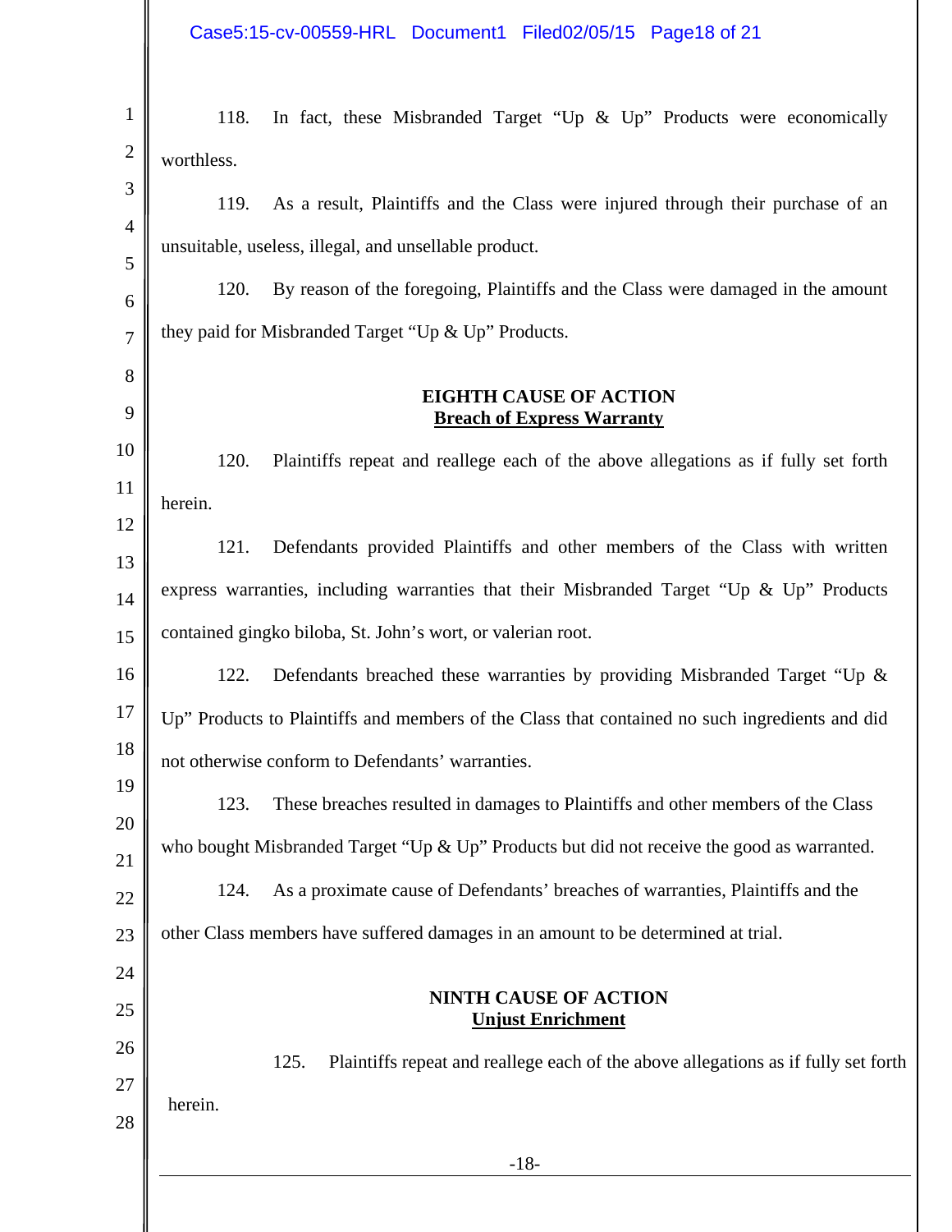118. In fact, these Misbranded Target "Up & Up" Products were economically worthless.

119. As a result, Plaintiffs and the Class were injured through their purchase of an unsuitable, useless, illegal, and unsellable product.

120. By reason of the foregoing, Plaintiffs and the Class were damaged in the amount they paid for Misbranded Target "Up & Up" Products.

**EIGHTH CAUSE OF ACTION**
**Breach of Express Warranty**

120. Plaintiffs repeat and reallege each of the above allegations as if fully set forth herein.

121. Defendants provided Plaintiffs and other members of the Class with written express warranties, including warranties that their Misbranded Target "Up & Up" Products contained gingko biloba, St. John's wort, or valerian root.

122. Defendants breached these warranties by providing Misbranded Target "Up & Up" Products to Plaintiffs and members of the Class that contained no such ingredients and did not otherwise conform to Defendants' warranties.

123. These breaches resulted in damages to Plaintiffs and other members of the Class who bought Misbranded Target "Up & Up" Products but did not receive the good as warranted.

124. As a proximate cause of Defendants' breaches of warranties, Plaintiffs and the other Class members have suffered damages in an amount to be determined at trial.

**NINTH CAUSE OF ACTION**
**Unjust Enrichment**

125. Plaintiffs repeat and reallege each of the above allegations as if fully set forth herein.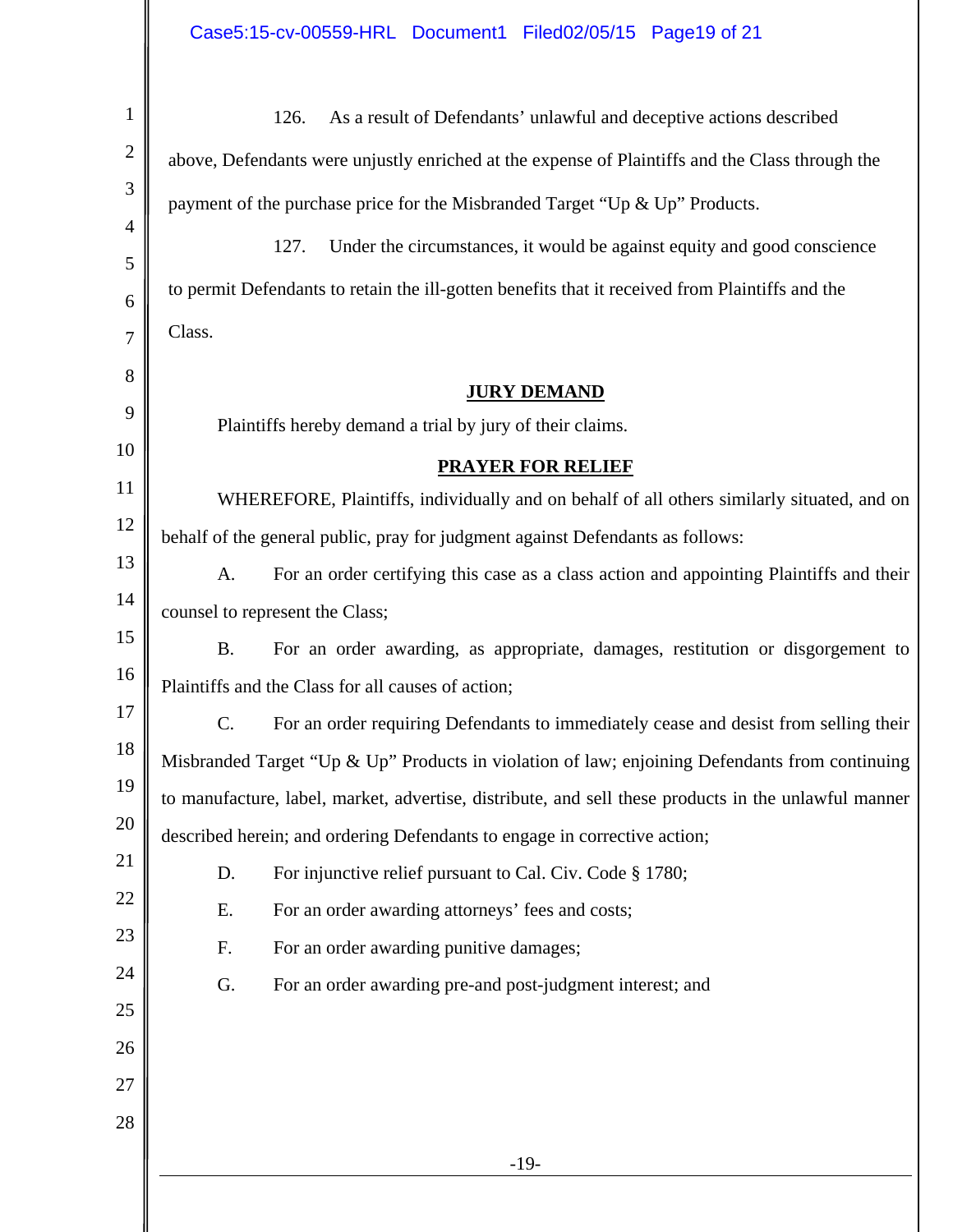126. As a result of Defendants' unlawful and deceptive actions described above, Defendants were unjustly enriched at the expense of Plaintiffs and the Class through the payment of the purchase price for the Misbranded Target "Up & Up" Products.

127. Under the circumstances, it would be against equity and good conscience to permit Defendants to retain the ill-gotten benefits that it received from Plaintiffs and the Class.

## **JURY DEMAND**

Plaintiffs hereby demand a trial by jury of their claims.

## **PRAYER FOR RELIEF**

WHEREFORE, Plaintiffs, individually and on behalf of all others similarly situated, and on behalf of the general public, pray for judgment against Defendants as follows:

A. For an order certifying this case as a class action and appointing Plaintiffs and their counsel to represent the Class;

B. For an order awarding, as appropriate, damages, restitution or disgorgement to Plaintiffs and the Class for all causes of action;

C. For an order requiring Defendants to immediately cease and desist from selling their Misbranded Target "Up & Up" Products in violation of law; enjoining Defendants from continuing to manufacture, label, market, advertise, distribute, and sell these products in the unlawful manner described herein; and ordering Defendants to engage in corrective action;

D. For injunctive relief pursuant to Cal. Civ. Code § 1780;

E. For an order awarding attorneys' fees and costs;

F. For an order awarding punitive damages;

G. For an order awarding pre-and post-judgment interest; and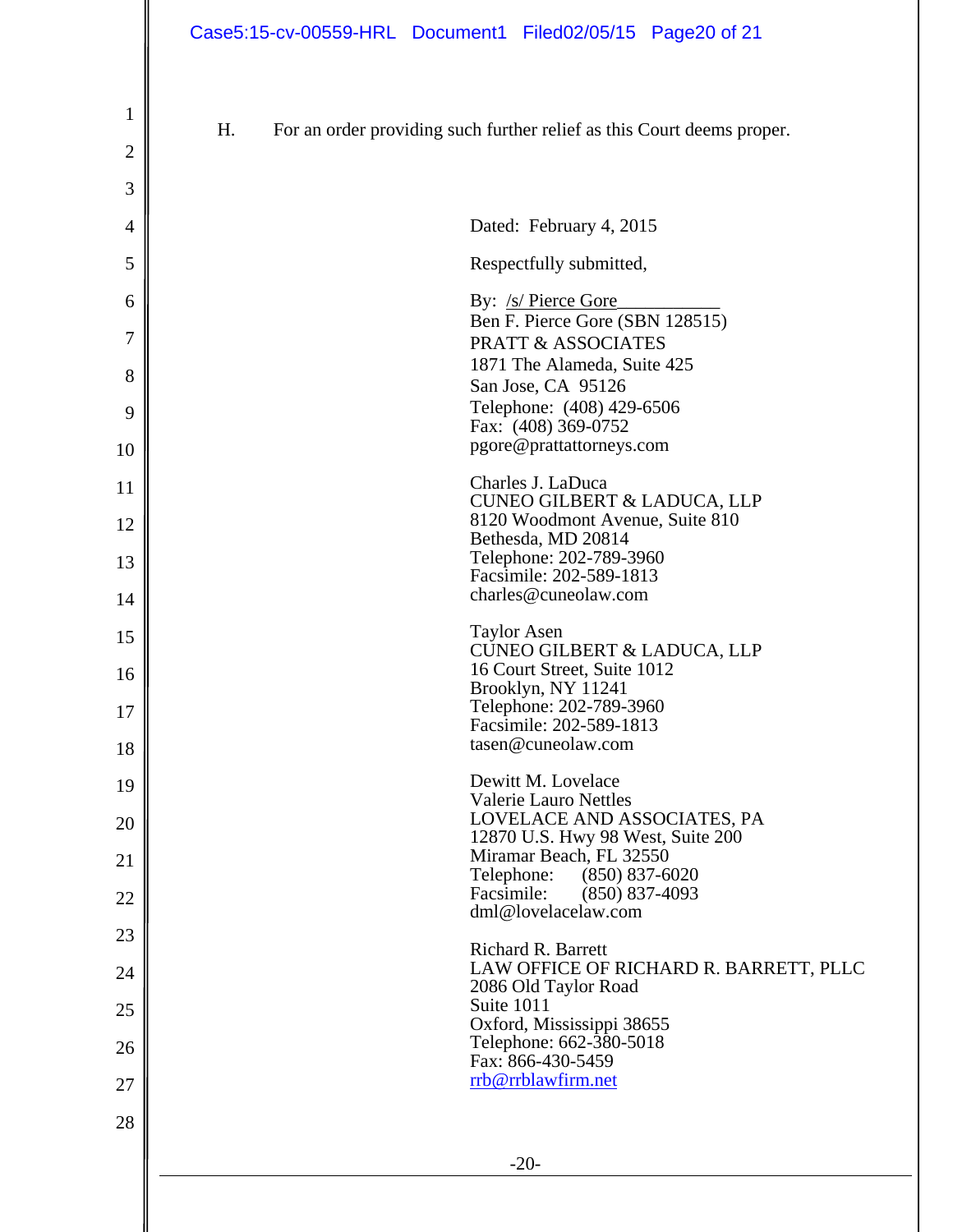H. For an order providing such further relief as this Court deems proper.

Dated: February 4, 2015

Respectfully submitted,

By: /s/ Pierce Gore___________
Ben F. Pierce Gore (SBN 128515)
PRATT & ASSOCIATES
1871 The Alameda, Suite 425
San Jose, CA 95126
Telephone: (408) 429-6506
Fax: (408) 369-0752
pgore@prattattorneys.com

Charles J. LaDuca
CUNEO GILBERT & LADUCA, LLP
8120 Woodmont Avenue, Suite 810
Bethesda, MD 20814
Telephone: 202-789-3960
Facsimile: 202-589-1813
charles@cuneolaw.com

Taylor Asen
CUNEO GILBERT & LADUCA, LLP
16 Court Street, Suite 1012
Brooklyn, NY 11241
Telephone: 202-789-3960
Facsimile: 202-589-1813
tasen@cuneolaw.com

Dewitt M. Lovelace
Valerie Lauro Nettles
LOVELACE AND ASSOCIATES, PA
12870 U.S. Hwy 98 West, Suite 200
Miramar Beach, FL 32550
Telephone: (850) 837-6020
Facsimile: (850) 837-4093
dml@lovelacelaw.com

Richard R. Barrett
LAW OFFICE OF RICHARD R. BARRETT, PLLC
2086 Old Taylor Road
Suite 1011
Oxford, Mississippi 38655
Telephone: 662-380-5018
Fax: 866-430-5459
rrb@rrblawfirm.net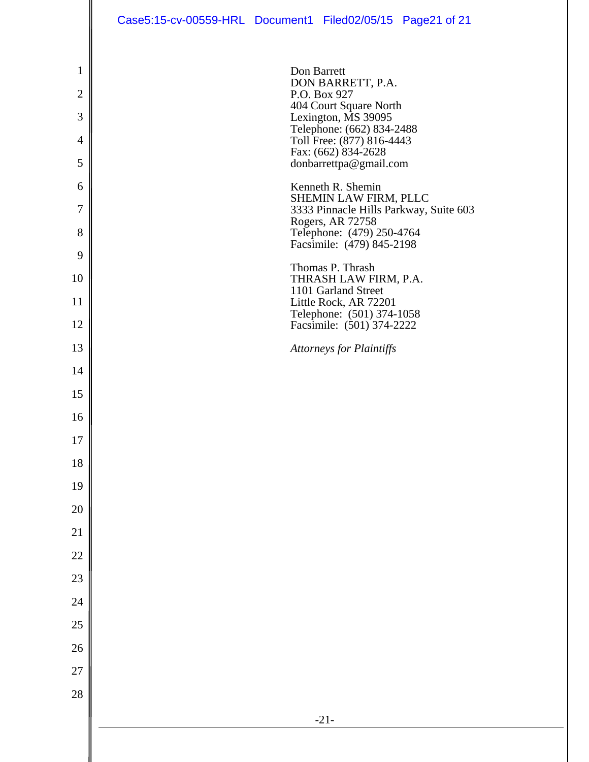Don Barrett
DON BARRETT, P.A.
P.O. Box 927
404 Court Square North
Lexington, MS 39095
Telephone: (662) 834-2488
Toll Free: (877) 816-4443
Fax: (662) 834-2628
donbarrettpa@gmail.com

Kenneth R. Shemin
SHEMIN LAW FIRM, PLLC
3333 Pinnacle Hills Parkway, Suite 603
Rogers, AR 72758
Telephone: (479) 250-4764
Facsimile: (479) 845-2198

Thomas P. Thrash
THRASH LAW FIRM, P.A.
1101 Garland Street
Little Rock, AR 72201
Telephone: (501) 374-1058
Facsimile: (501) 374-2222

*Attorneys for Plaintiffs*